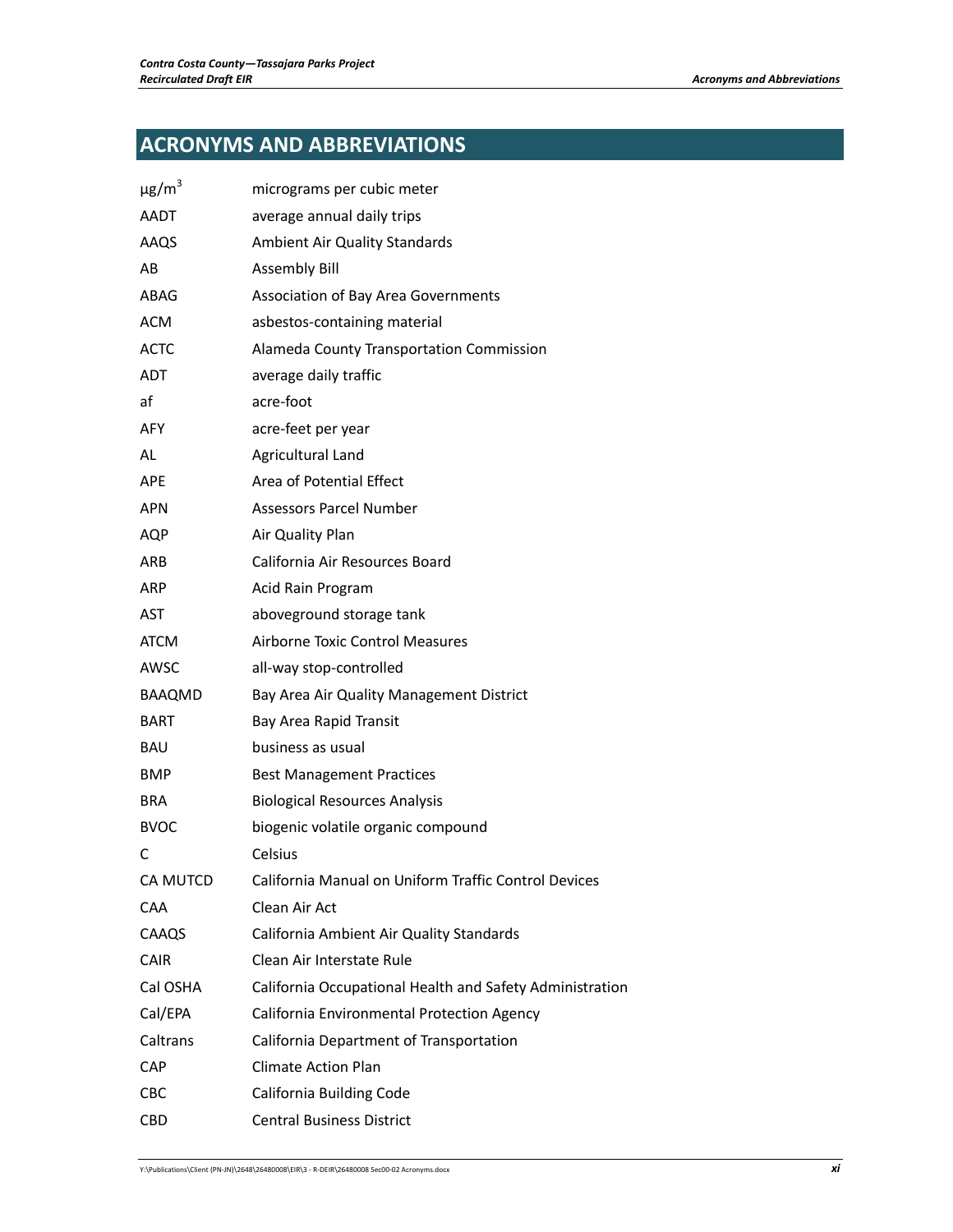# ACRONYMS AND ABBREVIATIONS

| | |
|---|---|
| $\mu g/m^3$ | micrograms per cubic meter |
| AADT | average annual daily trips |
| AAQS | Ambient Air Quality Standards |
| AB | Assembly Bill |
| ABAG | Association of Bay Area Governments |
| ACM | asbestos-containing material |
| ACTC | Alameda County Transportation Commission |
| ADT | average daily traffic |
| af | acre-foot |
| AFY | acre-feet per year |
| AL | Agricultural Land |
| APE | Area of Potential Effect |
| APN | Assessors Parcel Number |
| AQP | Air Quality Plan |
| ARB | California Air Resources Board |
| ARP | Acid Rain Program |
| AST | aboveground storage tank |
| ATCM | Airborne Toxic Control Measures |
| AWSC | all-way stop-controlled |
| BAAQMD | Bay Area Air Quality Management District |
| BART | Bay Area Rapid Transit |
| BAU | business as usual |
| BMP | Best Management Practices |
| BRA | Biological Resources Analysis |
| BVOC | biogenic volatile organic compound |
| C | Celsius |
| CA MUTCD | California Manual on Uniform Traffic Control Devices |
| CAA | Clean Air Act |
| CAAQS | California Ambient Air Quality Standards |
| CAIR | Clean Air Interstate Rule |
| Cal OSHA | California Occupational Health and Safety Administration |
| Cal/EPA | California Environmental Protection Agency |
| Caltrans | California Department of Transportation |
| CAP | Climate Action Plan |
| CBC | California Building Code |
| CBD | Central Business District |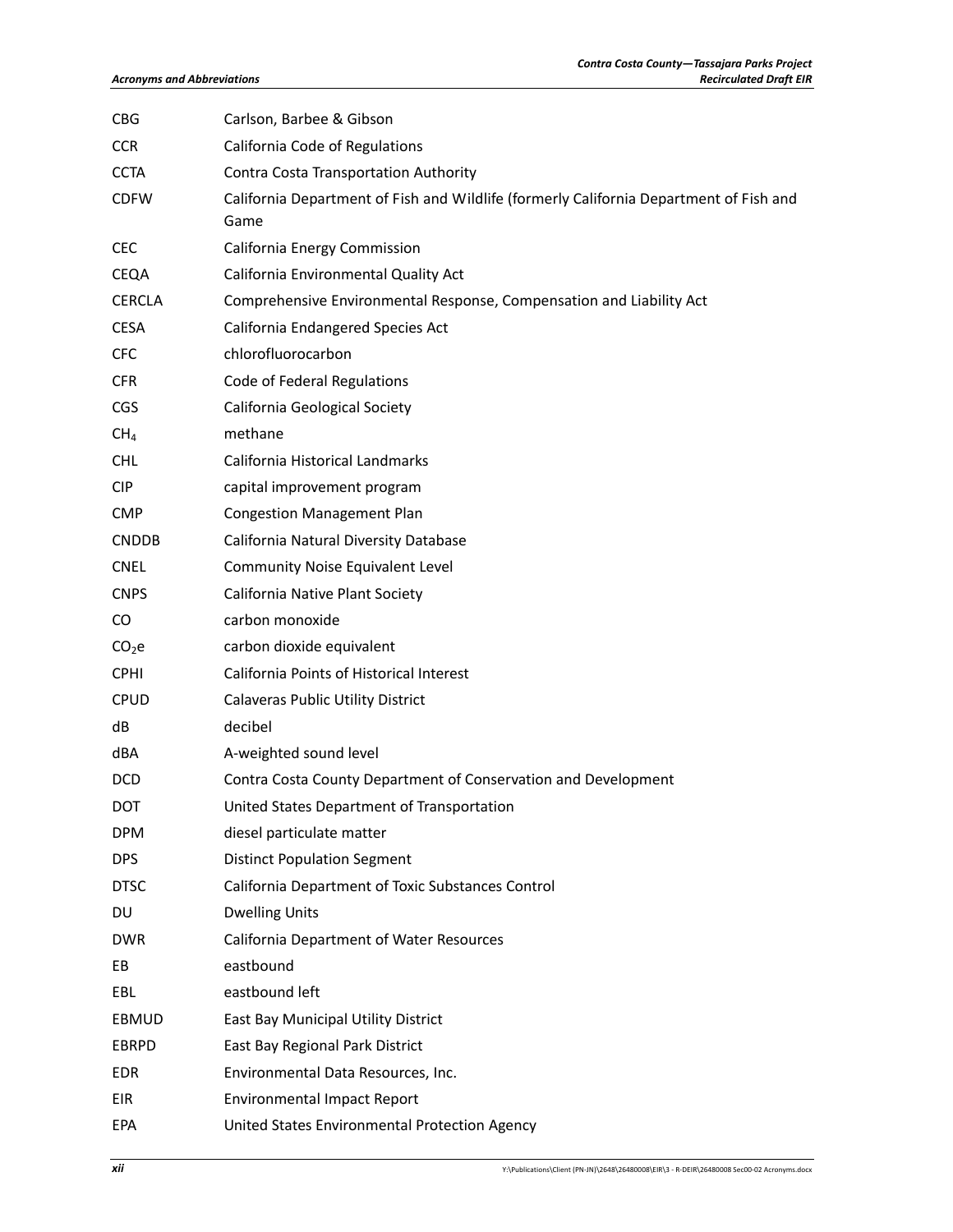| | |
|---|---|
| CBG | Carlson, Barbee & Gibson |
| CCR | California Code of Regulations |
| CCTA | Contra Costa Transportation Authority |
| CDFW | California Department of Fish and Wildlife (formerly California Department of Fish and Game |
| CEC | California Energy Commission |
| CEQA | California Environmental Quality Act |
| CERCLA | Comprehensive Environmental Response, Compensation and Liability Act |
| CESA | California Endangered Species Act |
| CFC | chlorofluorocarbon |
| CFR | Code of Federal Regulations |
| CGS | California Geological Society |
| $CH_4$ | methane |
| CHL | California Historical Landmarks |
| CIP | capital improvement program |
| CMP | Congestion Management Plan |
| CNDDB | California Natural Diversity Database |
| CNEL | Community Noise Equivalent Level |
| CNPS | California Native Plant Society |
| CO | carbon monoxide |
| $CO_2e$ | carbon dioxide equivalent |
| CPHI | California Points of Historical Interest |
| CPUD | Calaveras Public Utility District |
| dB | decibel |
| dBA | A-weighted sound level |
| DCD | Contra Costa County Department of Conservation and Development |
| DOT | United States Department of Transportation |
| DPM | diesel particulate matter |
| DPS | Distinct Population Segment |
| DTSC | California Department of Toxic Substances Control |
| DU | Dwelling Units |
| DWR | California Department of Water Resources |
| EB | eastbound |
| EBL | eastbound left |
| EBMUD | East Bay Municipal Utility District |
| EBRPD | East Bay Regional Park District |
| EDR | Environmental Data Resources, Inc. |
| EIR | Environmental Impact Report |
| EPA | United States Environmental Protection Agency |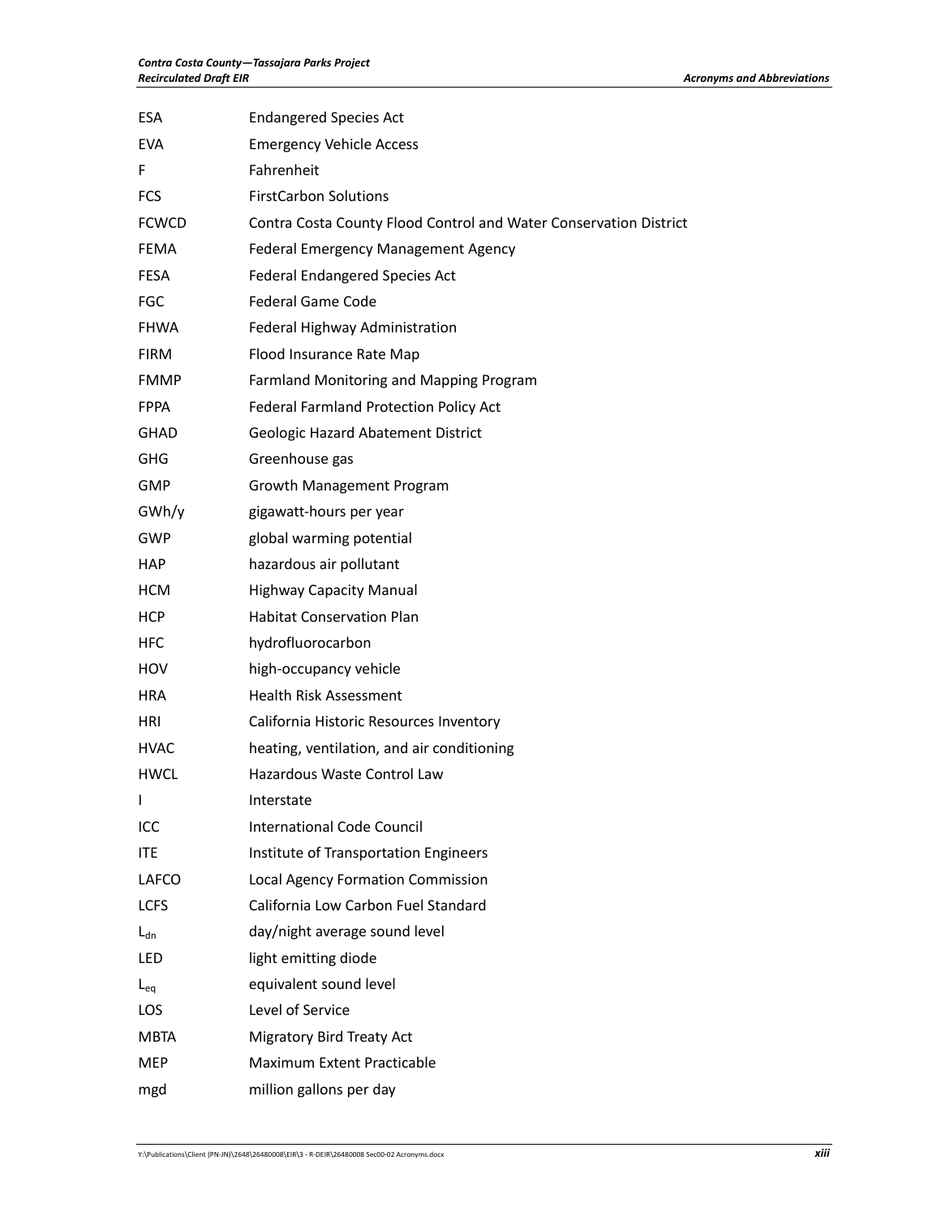| | |
|---|---|
| ESA | Endangered Species Act |
| EVA | Emergency Vehicle Access |
| F | Fahrenheit |
| FCS | FirstCarbon Solutions |
| FCWCD | Contra Costa County Flood Control and Water Conservation District |
| FEMA | Federal Emergency Management Agency |
| FESA | Federal Endangered Species Act |
| FGC | Federal Game Code |
| FHWA | Federal Highway Administration |
| FIRM | Flood Insurance Rate Map |
| FMMP | Farmland Monitoring and Mapping Program |
| FPPA | Federal Farmland Protection Policy Act |
| GHAD | Geologic Hazard Abatement District |
| GHG | Greenhouse gas |
| GMP | Growth Management Program |
| GWh/y | gigawatt-hours per year |
| GWP | global warming potential |
| HAP | hazardous air pollutant |
| HCM | Highway Capacity Manual |
| HCP | Habitat Conservation Plan |
| HFC | hydrofluorocarbon |
| HOV | high-occupancy vehicle |
| HRA | Health Risk Assessment |
| HRI | California Historic Resources Inventory |
| HVAC | heating, ventilation, and air conditioning |
| HWCL | Hazardous Waste Control Law |
| I | Interstate |
| ICC | International Code Council |
| ITE | Institute of Transportation Engineers |
| LAFCO | Local Agency Formation Commission |
| LCFS | California Low Carbon Fuel Standard |
| $L_{dn}$ | day/night average sound level |
| LED | light emitting diode |
| $L_{eq}$ | equivalent sound level |
| LOS | Level of Service |
| MBTA | Migratory Bird Treaty Act |
| MEP | Maximum Extent Practicable |
| mgd | million gallons per day |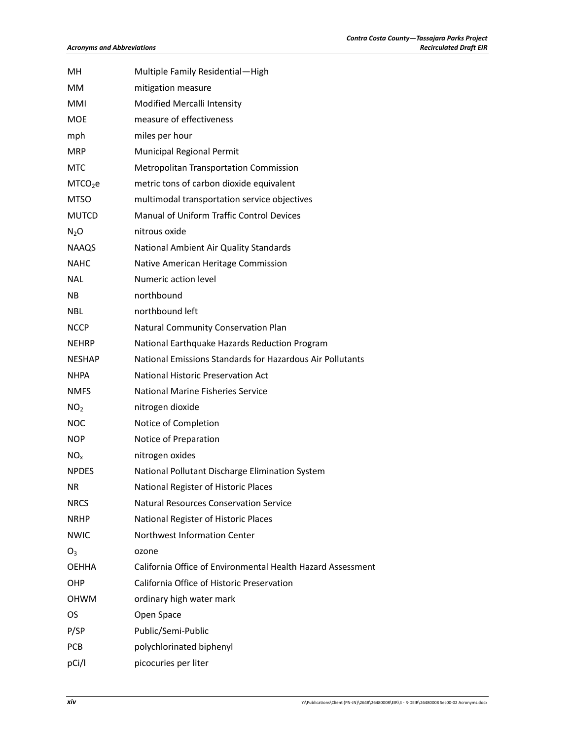| | |
|---|---|
| MH | Multiple Family Residential—High |
| MM | mitigation measure |
| MMI | Modified Mercalli Intensity |
| MOE | measure of effectiveness |
| mph | miles per hour |
| MRP | Municipal Regional Permit |
| MTC | Metropolitan Transportation Commission |
| $MTCO_2e$ | metric tons of carbon dioxide equivalent |
| MTSO | multimodal transportation service objectives |
| MUTCD | Manual of Uniform Traffic Control Devices |
| $N_2O$ | nitrous oxide |
| NAAQS | National Ambient Air Quality Standards |
| NAHC | Native American Heritage Commission |
| NAL | Numeric action level |
| NB | northbound |
| NBL | northbound left |
| NCCP | Natural Community Conservation Plan |
| NEHRP | National Earthquake Hazards Reduction Program |
| NESHAP | National Emissions Standards for Hazardous Air Pollutants |
| NHPA | National Historic Preservation Act |
| NMFS | National Marine Fisheries Service |
| $NO_2$ | nitrogen dioxide |
| NOC | Notice of Completion |
| NOP | Notice of Preparation |
| $NO_x$ | nitrogen oxides |
| NPDES | National Pollutant Discharge Elimination System |
| NR | National Register of Historic Places |
| NRCS | Natural Resources Conservation Service |
| NRHP | National Register of Historic Places |
| NWIC | Northwest Information Center |
| $O_3$ | ozone |
| OEHHA | California Office of Environmental Health Hazard Assessment |
| OHP | California Office of Historic Preservation |
| OHWM | ordinary high water mark |
| OS | Open Space |
| P/SP | Public/Semi-Public |
| PCB | polychlorinated biphenyl |
| pCi/l | picocuries per liter |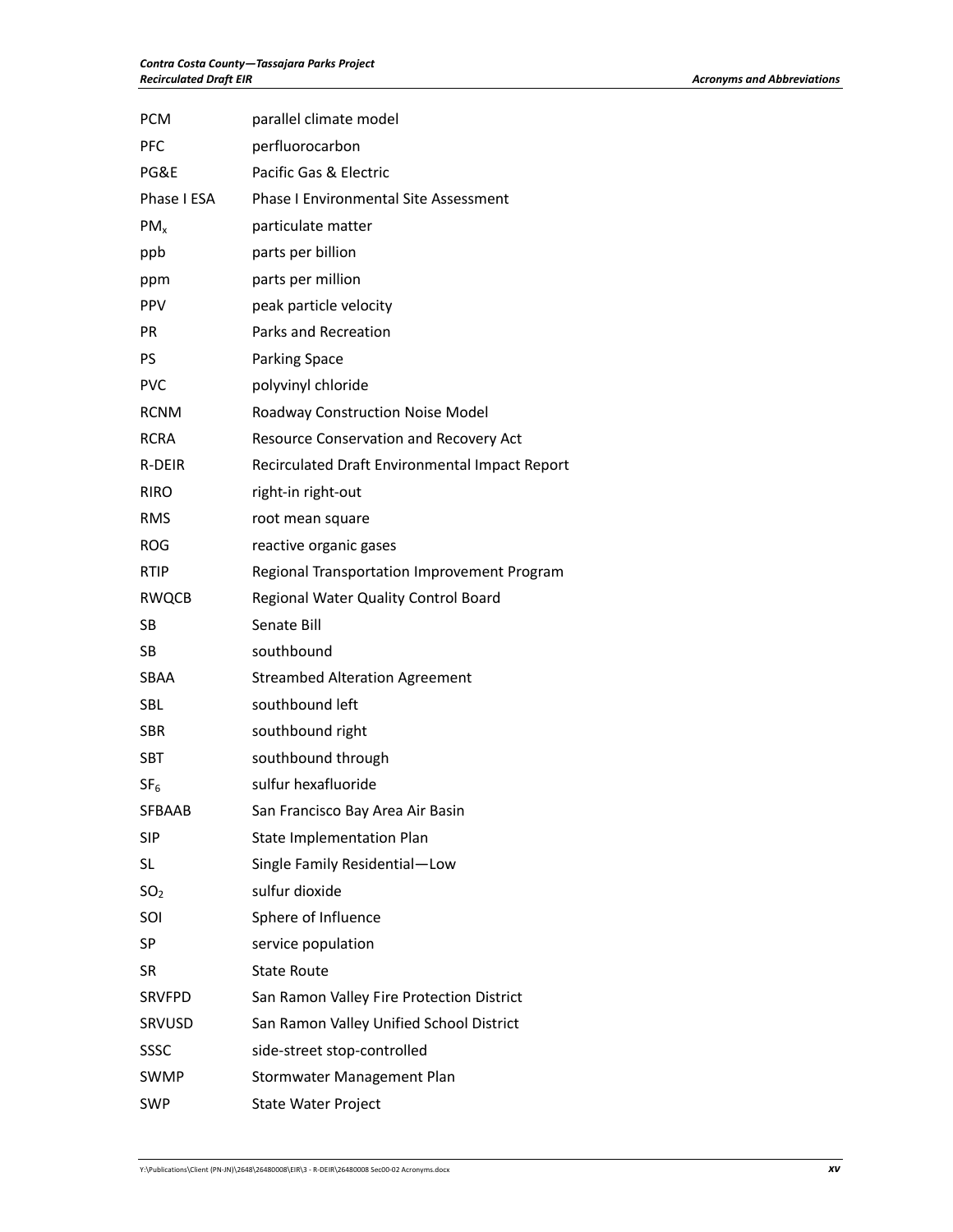| | |
|---|---|
| PCM | parallel climate model |
| PFC | perfluorocarbon |
| PG&E | Pacific Gas & Electric |
| Phase I ESA | Phase I Environmental Site Assessment |
| $PM_x$ | particulate matter |
| ppb | parts per billion |
| ppm | parts per million |
| PPV | peak particle velocity |
| PR | Parks and Recreation |
| PS | Parking Space |
| PVC | polyvinyl chloride |
| RCNM | Roadway Construction Noise Model |
| RCRA | Resource Conservation and Recovery Act |
| R-DEIR | Recirculated Draft Environmental Impact Report |
| RIRO | right-in right-out |
| RMS | root mean square |
| ROG | reactive organic gases |
| RTIP | Regional Transportation Improvement Program |
| RWQCB | Regional Water Quality Control Board |
| SB | Senate Bill |
| SB | southbound |
| SBAA | Streambed Alteration Agreement |
| SBL | southbound left |
| SBR | southbound right |
| SBT | southbound through |
| $SF_6$ | sulfur hexafluoride |
| SFBAAB | San Francisco Bay Area Air Basin |
| SIP | State Implementation Plan |
| SL | Single Family Residential—Low |
| $SO_2$ | sulfur dioxide |
| SOI | Sphere of Influence |
| SP | service population |
| SR | State Route |
| SRVFPD | San Ramon Valley Fire Protection District |
| SRVUSD | San Ramon Valley Unified School District |
| SSSC | side-street stop-controlled |
| SWMP | Stormwater Management Plan |
| SWP | State Water Project |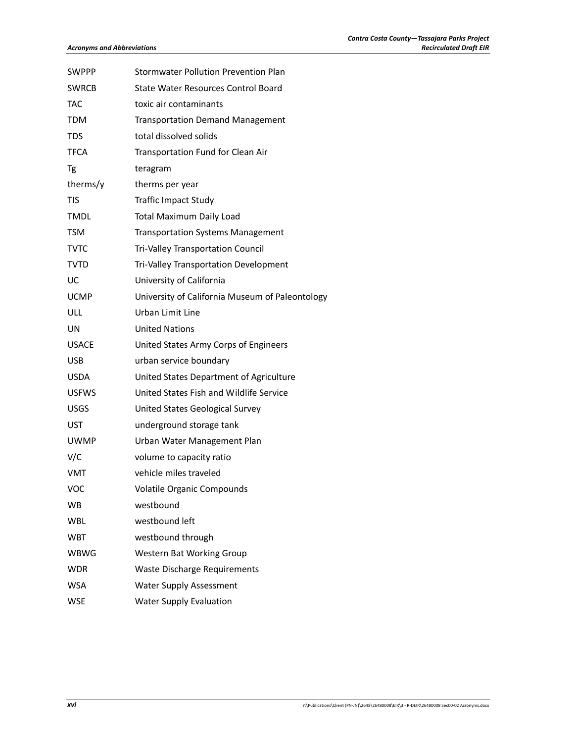| | |
|---|---|
| SWPPP | Stormwater Pollution Prevention Plan |
| SWRCB | State Water Resources Control Board |
| TAC | toxic air contaminants |
| TDM | Transportation Demand Management |
| TDS | total dissolved solids |
| TFCA | Transportation Fund for Clean Air |
| Tg | teragram |
| therms/y | therms per year |
| TIS | Traffic Impact Study |
| TMDL | Total Maximum Daily Load |
| TSM | Transportation Systems Management |
| TVTC | Tri-Valley Transportation Council |
| TVTD | Tri-Valley Transportation Development |
| UC | University of California |
| UCMP | University of California Museum of Paleontology |
| ULL | Urban Limit Line |
| UN | United Nations |
| USACE | United States Army Corps of Engineers |
| USB | urban service boundary |
| USDA | United States Department of Agriculture |
| USFWS | United States Fish and Wildlife Service |
| USGS | United States Geological Survey |
| UST | underground storage tank |
| UWMP | Urban Water Management Plan |
| V/C | volume to capacity ratio |
| VMT | vehicle miles traveled |
| VOC | Volatile Organic Compounds |
| WB | westbound |
| WBL | westbound left |
| WBT | westbound through |
| WBWG | Western Bat Working Group |
| WDR | Waste Discharge Requirements |
| WSA | Water Supply Assessment |
| WSE | Water Supply Evaluation |